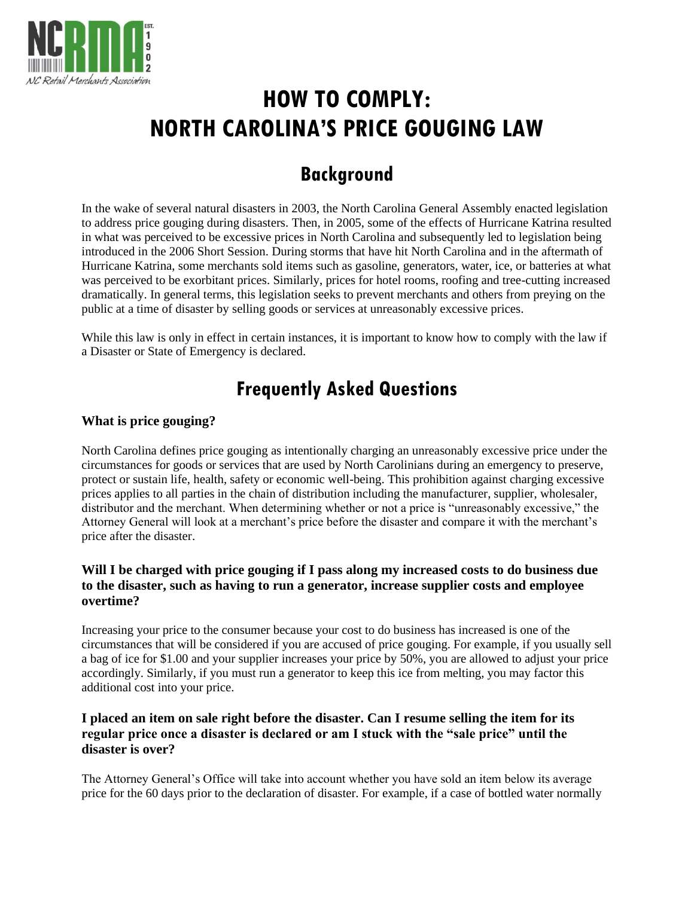# HOW TO COMPLY: NORTH CAROLINA'S PRICE GOUGING LAW

## Background

In the wake of several natural disasters in 2003, the North Carolina General Assembly enacted legislation to address price gouging during disasters. Then, in 2005, some of the effects of Hurricane Katrina resulted in what was perceived to be excessive prices in North Carolina and subsequently led to legislation being introduced in the 2006 Short Session. During storms that have hit North Carolina and in the aftermath of Hurricane Katrina, some merchants sold items such as gasoline, generators, water, ice, or batteries at what was perceived to be exorbitant prices. Similarly, prices for hotel rooms, roofing and tree-cutting increased dramatically. In general terms, this legislation seeks to prevent merchants and others from preying on the public at a time of disaster by selling goods or services at unreasonably excessive prices.

While this law is only in effect in certain instances, it is important to know how to comply with the law if a Disaster or State of Emergency is declared.

## Frequently Asked Questions

### What is price gouging?

North Carolina defines price gouging as intentionally charging an unreasonably excessive price under the circumstances for goods or services that are used by North Carolinians during an emergency to preserve, protect or sustain life, health, safety or economic well-being. This prohibition against charging excessive prices applies to all parties in the chain of distribution including the manufacturer, supplier, wholesaler, distributor and the merchant. When determining whether or not a price is "unreasonably excessive," the Attorney General will look at a merchant's price before the disaster and compare it with the merchant's price after the disaster.

### Will I be charged with price gouging if I pass along my increased costs to do business due to the disaster, such as having to run a generator, increase supplier costs and employee overtime?

Increasing your price to the consumer because your cost to do business has increased is one of the circumstances that will be considered if you are accused of price gouging. For example, if you usually sell a bag of ice for $1.00 and your supplier increases your price by 50%, you are allowed to adjust your price accordingly. Similarly, if you must run a generator to keep this ice from melting, you may factor this additional cost into your price.

### I placed an item on sale right before the disaster. Can I resume selling the item for its regular price once a disaster is declared or am I stuck with the "sale price" until the disaster is over?

The Attorney General's Office will take into account whether you have sold an item below its average price for the 60 days prior to the declaration of disaster. For example, if a case of bottled water normally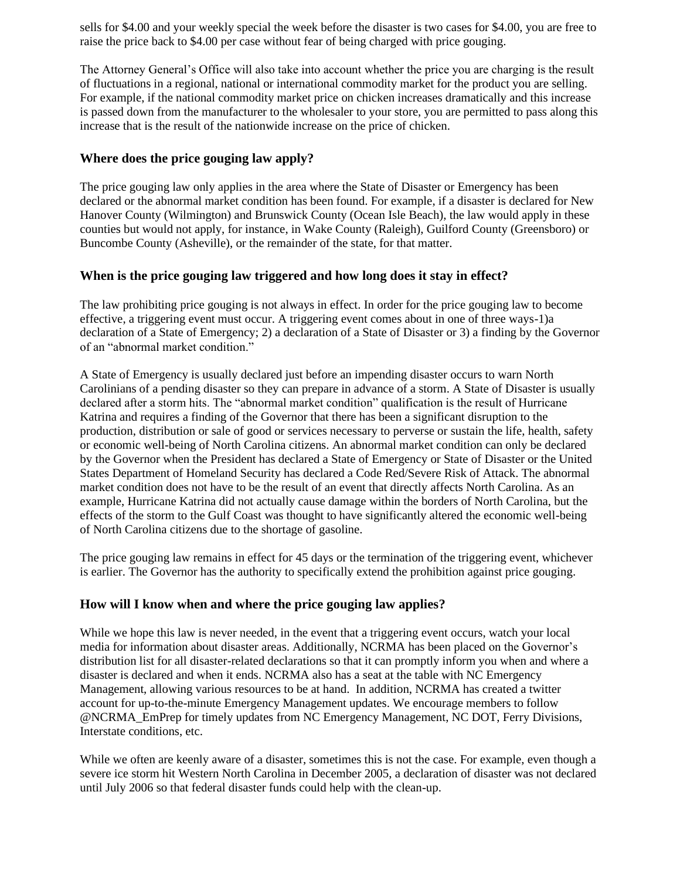sells for $4.00 and your weekly special the week before the disaster is two cases for $4.00, you are free to raise the price back to $4.00 per case without fear of being charged with price gouging.

The Attorney General's Office will also take into account whether the price you are charging is the result of fluctuations in a regional, national or international commodity market for the product you are selling. For example, if the national commodity market price on chicken increases dramatically and this increase is passed down from the manufacturer to the wholesaler to your store, you are permitted to pass along this increase that is the result of the nationwide increase on the price of chicken.

### Where does the price gouging law apply?

The price gouging law only applies in the area where the State of Disaster or Emergency has been declared or the abnormal market condition has been found. For example, if a disaster is declared for New Hanover County (Wilmington) and Brunswick County (Ocean Isle Beach), the law would apply in these counties but would not apply, for instance, in Wake County (Raleigh), Guilford County (Greensboro) or Buncombe County (Asheville), or the remainder of the state, for that matter.

### When is the price gouging law triggered and how long does it stay in effect?

The law prohibiting price gouging is not always in effect. In order for the price gouging law to become effective, a triggering event must occur. A triggering event comes about in one of three ways-1)a declaration of a State of Emergency; 2) a declaration of a State of Disaster or 3) a finding by the Governor of an "abnormal market condition."

A State of Emergency is usually declared just before an impending disaster occurs to warn North Carolinians of a pending disaster so they can prepare in advance of a storm. A State of Disaster is usually declared after a storm hits. The "abnormal market condition" qualification is the result of Hurricane Katrina and requires a finding of the Governor that there has been a significant disruption to the production, distribution or sale of good or services necessary to perverse or sustain the life, health, safety or economic well-being of North Carolina citizens. An abnormal market condition can only be declared by the Governor when the President has declared a State of Emergency or State of Disaster or the United States Department of Homeland Security has declared a Code Red/Severe Risk of Attack. The abnormal market condition does not have to be the result of an event that directly affects North Carolina. As an example, Hurricane Katrina did not actually cause damage within the borders of North Carolina, but the effects of the storm to the Gulf Coast was thought to have significantly altered the economic well-being of North Carolina citizens due to the shortage of gasoline.

The price gouging law remains in effect for 45 days or the termination of the triggering event, whichever is earlier. The Governor has the authority to specifically extend the prohibition against price gouging.

### How will I know when and where the price gouging law applies?

While we hope this law is never needed, in the event that a triggering event occurs, watch your local media for information about disaster areas. Additionally, NCRMA has been placed on the Governor's distribution list for all disaster-related declarations so that it can promptly inform you when and where a disaster is declared and when it ends. NCRMA also has a seat at the table with NC Emergency Management, allowing various resources to be at hand. In addition, NCRMA has created a twitter account for up-to-the-minute Emergency Management updates. We encourage members to follow @NCRMA_EmPrep for timely updates from NC Emergency Management, NC DOT, Ferry Divisions, Interstate conditions, etc.

While we often are keenly aware of a disaster, sometimes this is not the case. For example, even though a severe ice storm hit Western North Carolina in December 2005, a declaration of disaster was not declared until July 2006 so that federal disaster funds could help with the clean-up.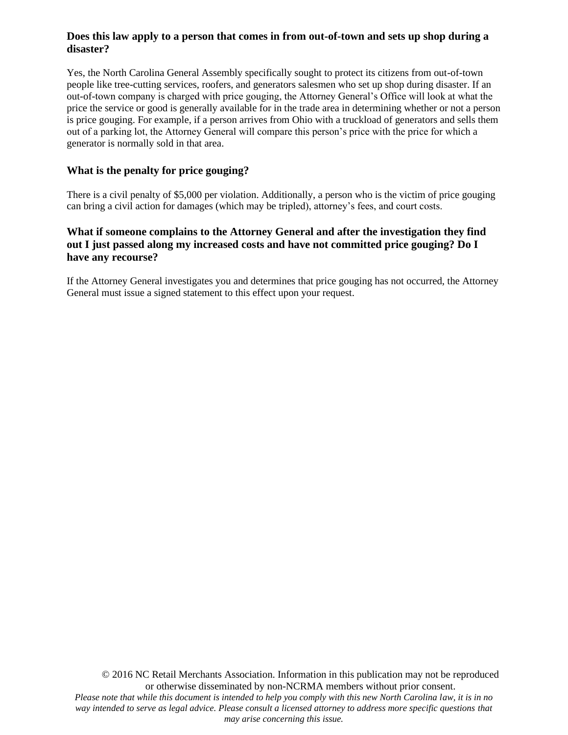### Does this law apply to a person that comes in from out-of-town and sets up shop during a disaster?

Yes, the North Carolina General Assembly specifically sought to protect its citizens from out-of-town people like tree-cutting services, roofers, and generators salesmen who set up shop during disaster. If an out-of-town company is charged with price gouging, the Attorney General's Office will look at what the price the service or good is generally available for in the trade area in determining whether or not a person is price gouging. For example, if a person arrives from Ohio with a truckload of generators and sells them out of a parking lot, the Attorney General will compare this person's price with the price for which a generator is normally sold in that area.

### What is the penalty for price gouging?

There is a civil penalty of $5,000 per violation. Additionally, a person who is the victim of price gouging can bring a civil action for damages (which may be tripled), attorney's fees, and court costs.

### What if someone complains to the Attorney General and after the investigation they find out I just passed along my increased costs and have not committed price gouging? Do I have any recourse?

If the Attorney General investigates you and determines that price gouging has not occurred, the Attorney General must issue a signed statement to this effect upon your request.

© 2016 NC Retail Merchants Association. Information in this publication may not be reproduced or otherwise disseminated by non-NCRMA members without prior consent.

*Please note that while this document is intended to help you comply with this new North Carolina law, it is in no way intended to serve as legal advice. Please consult a licensed attorney to address more specific questions that may arise concerning this issue.*